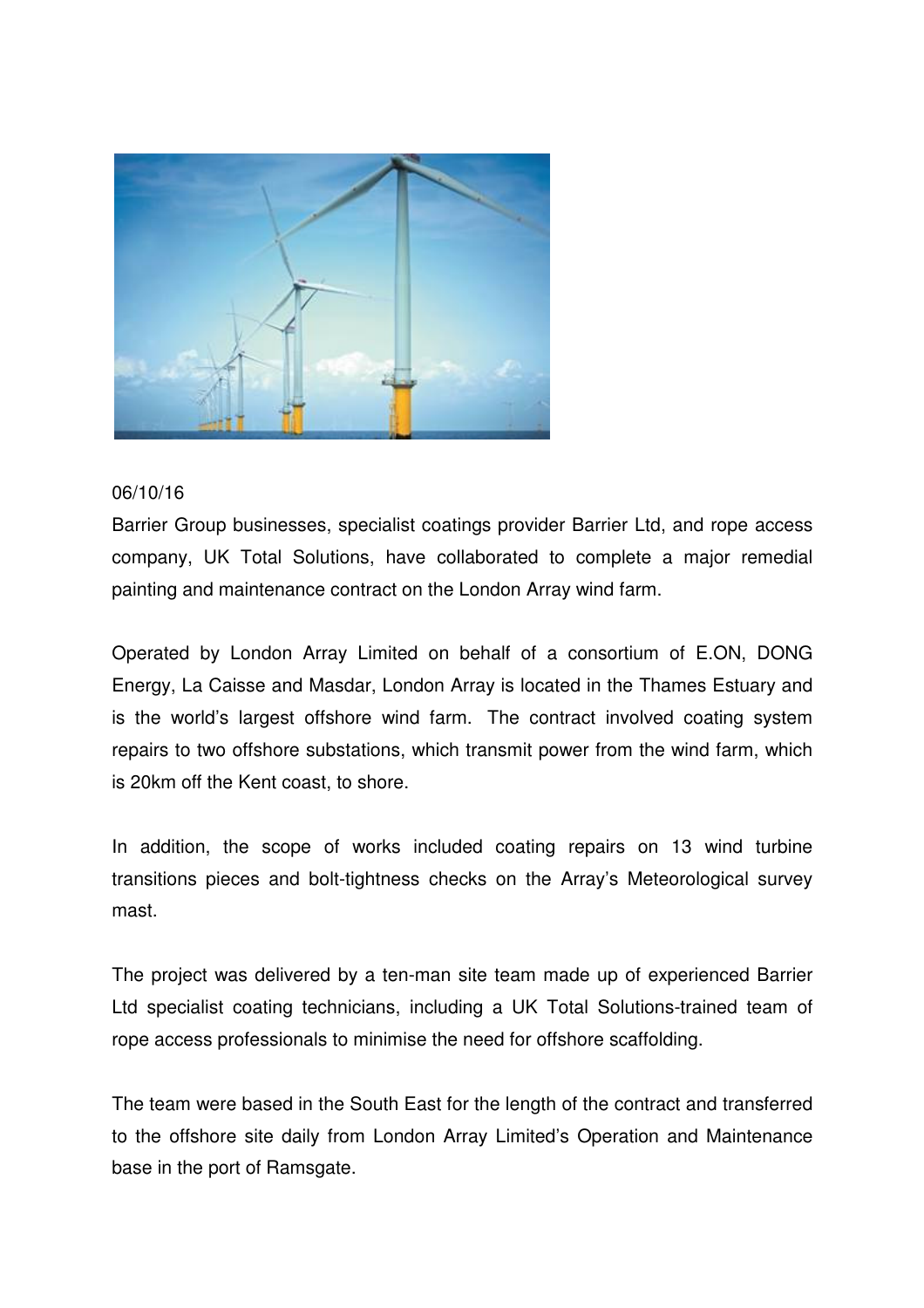06/10/16

Barrier Group businesses, specialist coatings provider Barrier Ltd, and rope access company, UK Total Solutions, have collaborated to complete a major remedial painting and maintenance contract on the London Array wind farm.

Operated by London Array Limited on behalf of a consortium of E.ON, DONG Energy, La Caisse and Masdar, London Array is located in the Thames Estuary and is the world's largest offshore wind farm. The contract involved coating system repairs to two offshore substations, which transmit power from the wind farm, which is 20km off the Kent coast, to shore.

In addition, the scope of works included coating repairs on 13 wind turbine transitions pieces and bolt-tightness checks on the Array's Meteorological survey mast.

The project was delivered by a ten-man site team made up of experienced Barrier Ltd specialist coating technicians, including a UK Total Solutions-trained team of rope access professionals to minimise the need for offshore scaffolding.

The team were based in the South East for the length of the contract and transferred to the offshore site daily from London Array Limited's Operation and Maintenance base in the port of Ramsgate.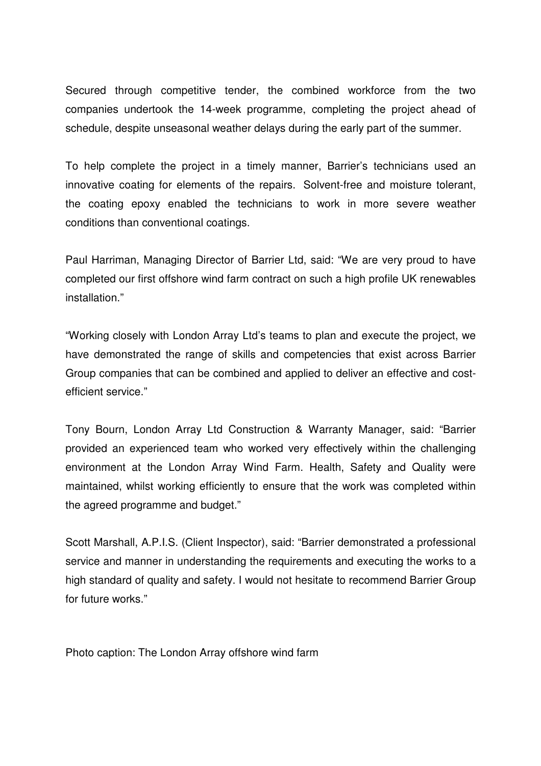Secured through competitive tender, the combined workforce from the two companies undertook the 14-week programme, completing the project ahead of schedule, despite unseasonal weather delays during the early part of the summer.

To help complete the project in a timely manner, Barrier's technicians used an innovative coating for elements of the repairs. Solvent-free and moisture tolerant, the coating epoxy enabled the technicians to work in more severe weather conditions than conventional coatings.

Paul Harriman, Managing Director of Barrier Ltd, said: "We are very proud to have completed our first offshore wind farm contract on such a high profile UK renewables installation."

"Working closely with London Array Ltd's teams to plan and execute the project, we have demonstrated the range of skills and competencies that exist across Barrier Group companies that can be combined and applied to deliver an effective and cost-efficient service."

Tony Bourn, London Array Ltd Construction & Warranty Manager, said: "Barrier provided an experienced team who worked very effectively within the challenging environment at the London Array Wind Farm. Health, Safety and Quality were maintained, whilst working efficiently to ensure that the work was completed within the agreed programme and budget."

Scott Marshall, A.P.I.S. (Client Inspector), said: "Barrier demonstrated a professional service and manner in understanding the requirements and executing the works to a high standard of quality and safety. I would not hesitate to recommend Barrier Group for future works."

Photo caption: The London Array offshore wind farm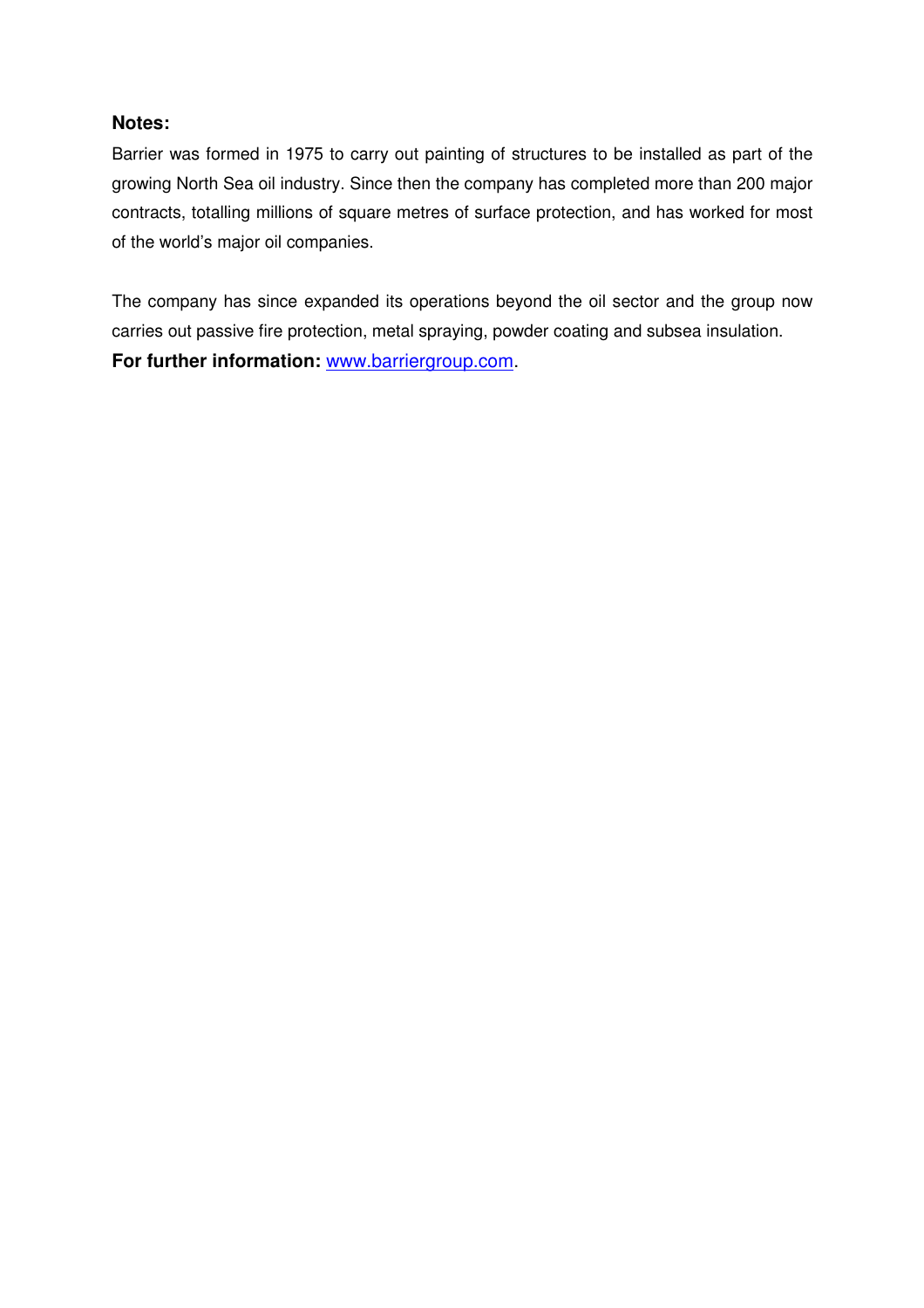**Notes:**

Barrier was formed in 1975 to carry out painting of structures to be installed as part of the growing North Sea oil industry. Since then the company has completed more than 200 major contracts, totalling millions of square metres of surface protection, and has worked for most of the world's major oil companies.

The company has since expanded its operations beyond the oil sector and the group now carries out passive fire protection, metal spraying, powder coating and subsea insulation.

**For further information:** [www.barriergroup.com](http://www.barriergroup.com).